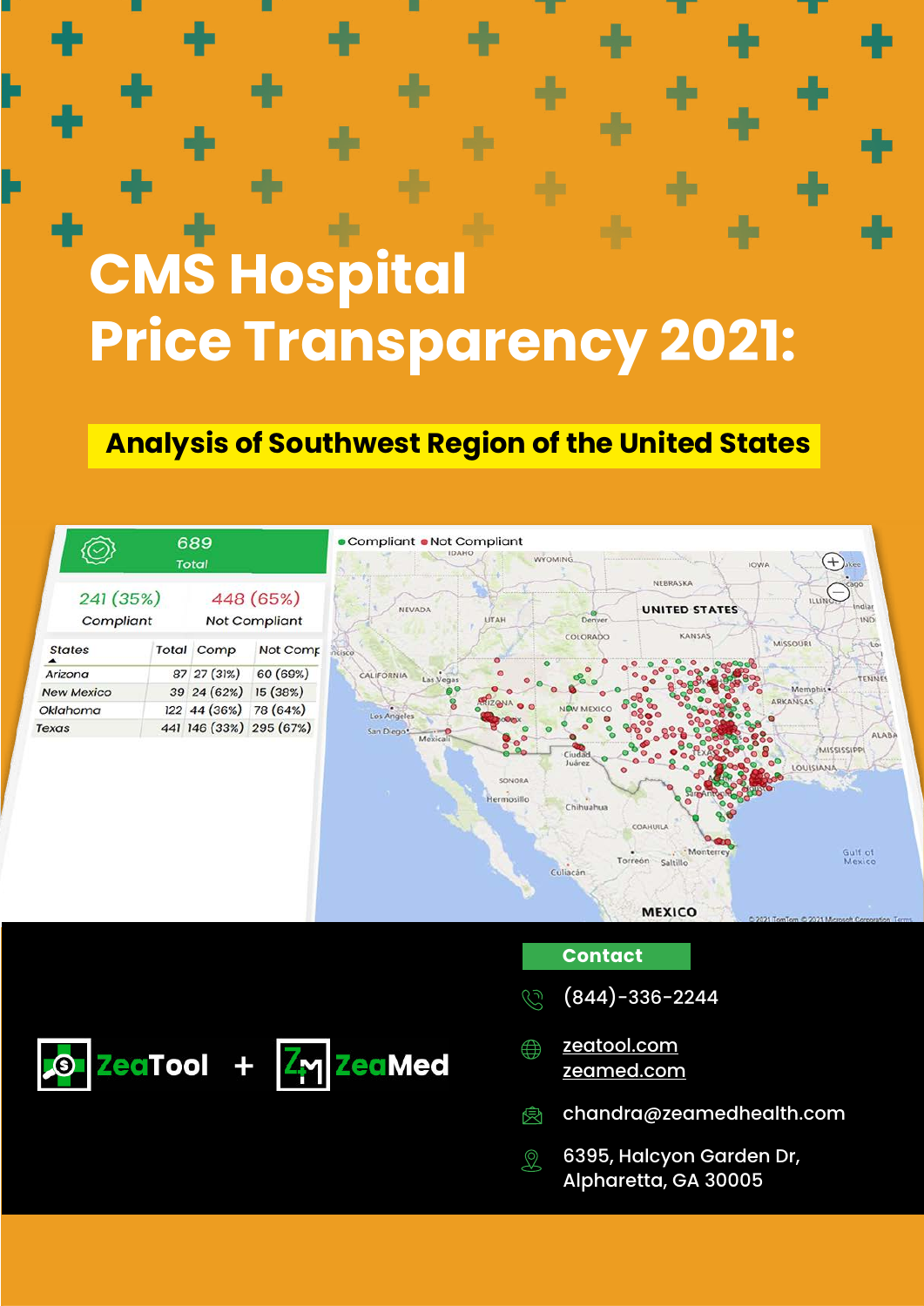# CMS Hospital Price Transparency 2021:

## Analysis of Southwest Region of the United States

689
Total

241 (35%)
Compliant

448 (65%)
Not Compliant

| States | Total | Comp | Not Comp |
|---|---|---|---|
| Arizona | 87 | 27 (31%) | 60 (69%) |
| New Mexico | 39 | 24 (62%) | 15 (38%) |
| Oklahoma | 122 | 44 (36%) | 78 (64%) |
| Texas | 441 | 146 (33%) | 295 (67%) |

Compliant  Not Compliant

ZeaTool + ZeaMed

**Contact**

(844)-336-2244

zeatool.com
zeamed.com

chandra@zeamedhealth.com

6395, Halcyon Garden Dr,
Alpharetta, GA 30005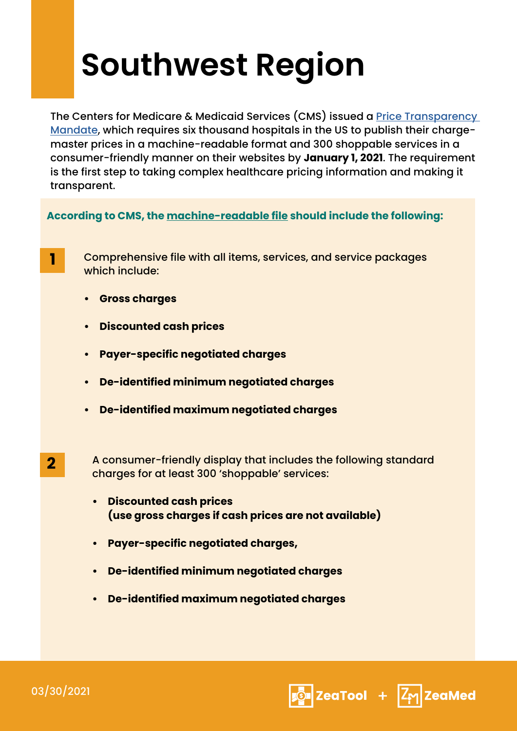# Southwest Region

The Centers for Medicare & Medicaid Services (CMS) issued a [Price Transparency Mandate](), which requires six thousand hospitals in the US to publish their charge-master prices in a machine-readable format and 300 shoppable services in a consumer-friendly manner on their websites by **January 1, 2021**. The requirement is the first step to taking complex healthcare pricing information and making it transparent.

**According to CMS, the [machine-readable file]() should include the following:**

**1** Comprehensive file with all items, services, and service packages which include:

- **Gross charges**
- **Discounted cash prices**
- **Payer-specific negotiated charges**
- **De-identified minimum negotiated charges**
- **De-identified maximum negotiated charges**

**2** A consumer-friendly display that includes the following standard charges for at least 300 'shoppable' services:

- **Discounted cash prices (use gross charges if cash prices are not available)**
- **Payer-specific negotiated charges,**
- **De-identified minimum negotiated charges**
- **De-identified maximum negotiated charges**

03/30/2021

ZeaTool + ZeaMed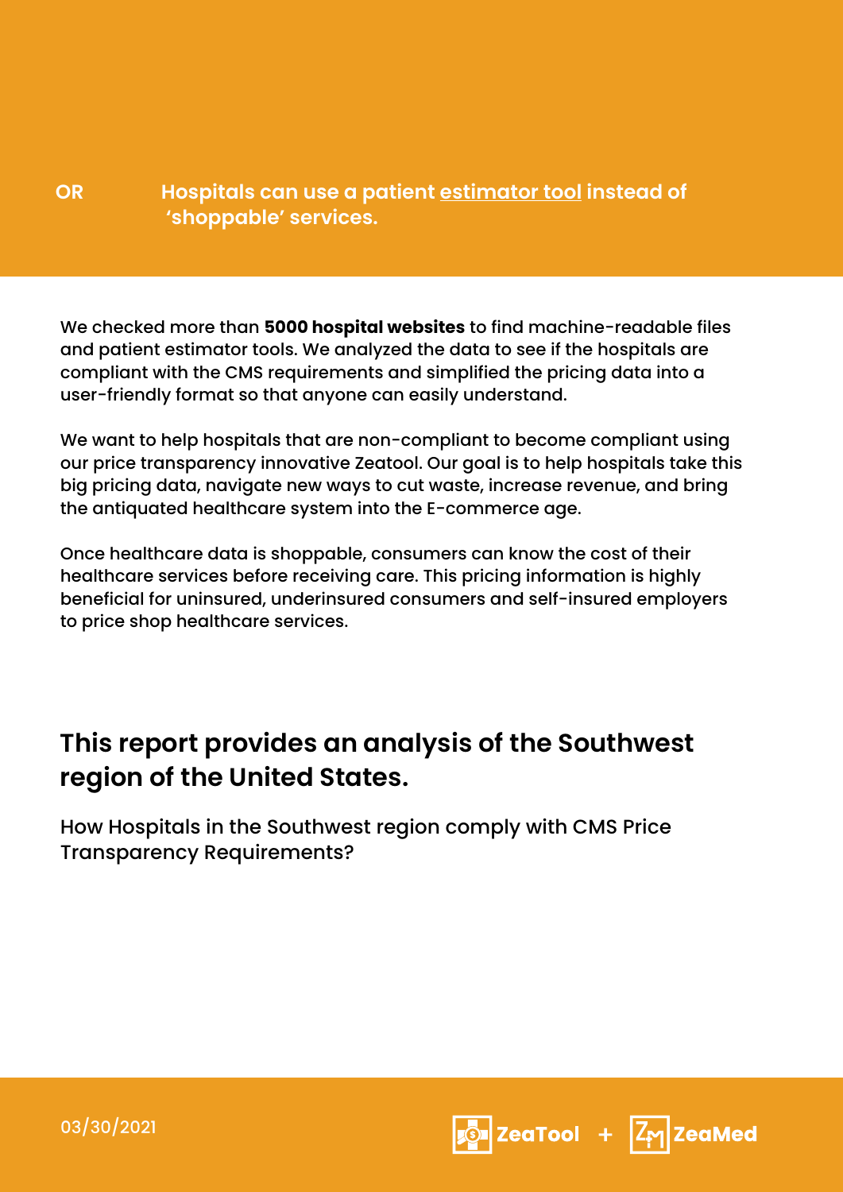**OR** **Hospitals can use a patient estimator tool instead of 'shoppable' services.**

We checked more than **5000 hospital websites** to find machine-readable files and patient estimator tools. We analyzed the data to see if the hospitals are compliant with the CMS requirements and simplified the pricing data into a user-friendly format so that anyone can easily understand.

We want to help hospitals that are non-compliant to become compliant using our price transparency innovative Zeatool. Our goal is to help hospitals take this big pricing data, navigate new ways to cut waste, increase revenue, and bring the antiquated healthcare system into the E-commerce age.

Once healthcare data is shoppable, consumers can know the cost of their healthcare services before receiving care. This pricing information is highly beneficial for uninsured, underinsured consumers and self-insured employers to price shop healthcare services.

## This report provides an analysis of the Southwest region of the United States.

How Hospitals in the Southwest region comply with CMS Price Transparency Requirements?

03/30/2021

ZeaTool + ZeaMed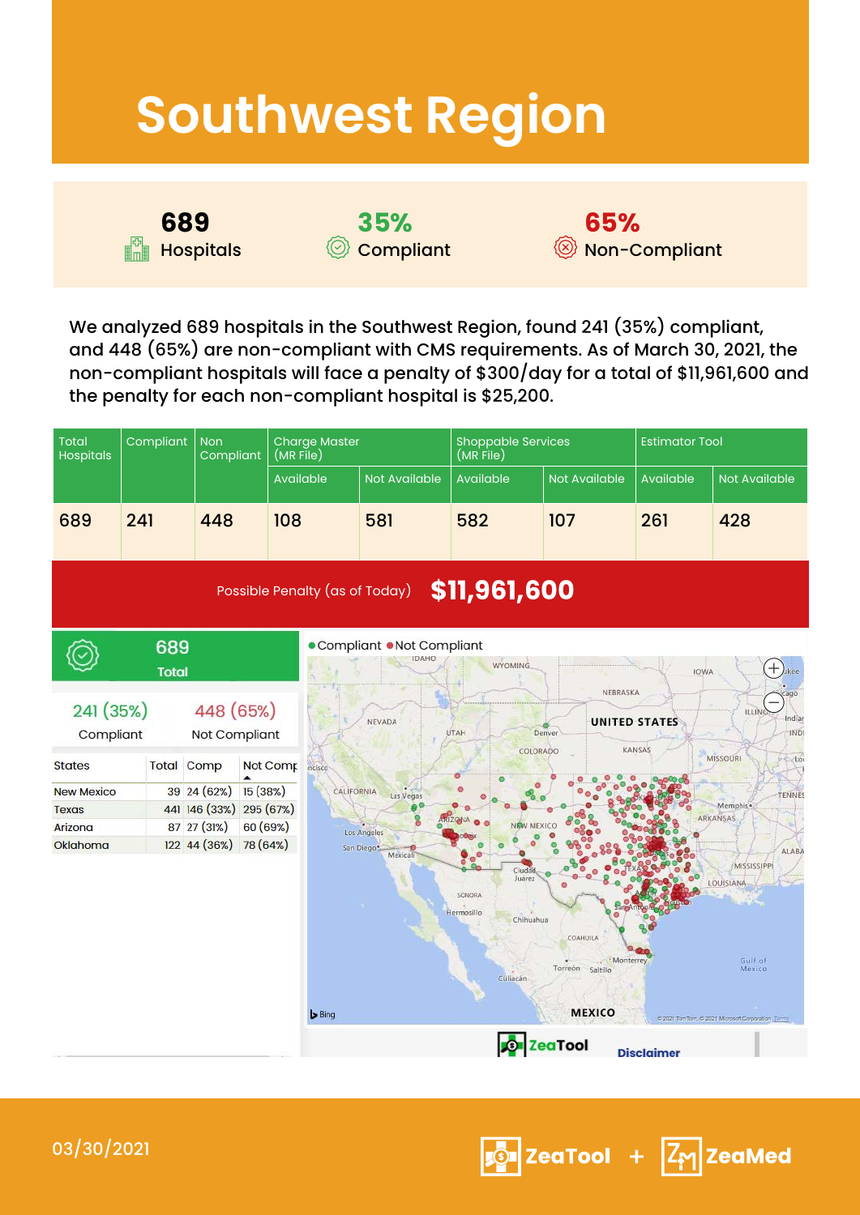# Southwest Region

**689** Hospitals

**35%** Compliant

**65%** Non-Compliant

We analyzed 689 hospitals in the Southwest Region, found 241 (35%) compliant, and 448 (65%) are non-compliant with CMS requirements. As of March 30, 2021, the non-compliant hospitals will face a penalty of $300/day for a total of $11,961,600 and the penalty for each non-compliant hospital is $25,200.

| Total Hospitals | Compliant | Non Compliant | Charge Master (MR File) | | Shoppable Services (MR File) | | Estimator Tool | |
|---|---|---|---|---|---|---|---|---|
| | | | Available | Not Available | Available | Not Available | Available | Not Available |
| 689 | 241 | 448 | 108 | 581 | 582 | 107 | 261 | 428 |

Possible Penalty (as of Today) **$11,961,600**

689 Total

241 (35%) Compliant

448 (65%) Not Compliant

| States | Total | Comp | Not Comp |
|---|---|---|---|
| New Mexico | 39 | 24 (62%) | 15 (38%) |
| Texas | 441 | 146 (33%) | 295 (67%) |
| Arizona | 87 | 27 (31%) | 60 (69%) |
| Oklahoma | 122 | 44 (36%) | 78 (64%) |

● Compliant ● Not Compliant

ZeaTool

Disclaimer

03/30/2021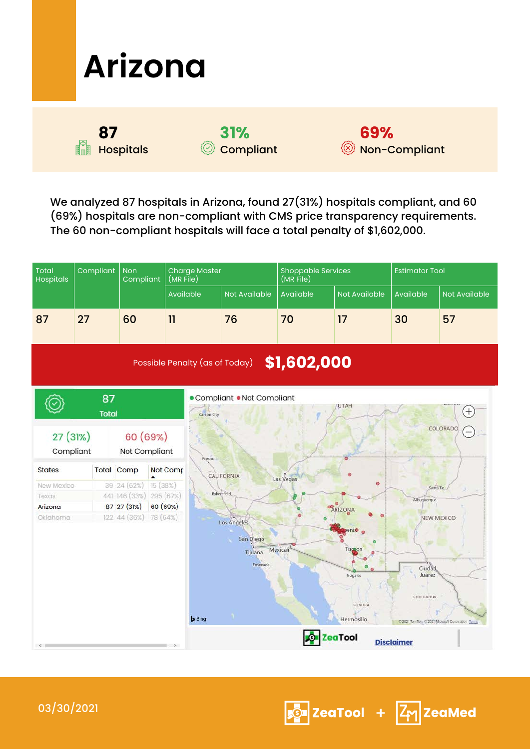# Arizona

**87** Hospitals

**31%** Compliant

**69%** Non-Compliant

We analyzed 87 hospitals in Arizona, found 27(31%) hospitals compliant, and 60 (69%) hospitals are non-compliant with CMS price transparency requirements. The 60 non-compliant hospitals will face a total penalty of $1,602,000.

| Total Hospitals | Compliant | Non Compliant | Charge Master (MR File) | | Shoppable Services (MR File) | | Estimator Tool | |
|---|---|---|---|---|---|---|---|---|
| | | | Available | Not Available | Available | Not Available | Available | Not Available |
| 87 | 27 | 60 | 11 | 76 | 70 | 17 | 30 | 57 |

Possible Penalty (as of Today) **$1,602,000**

87
Total

27 (31%)
Compliant

60 (69%)
Not Compliant

| States | Total | Comp | Not Comp |
|---|---|---|---|
| New Mexico | 39 | 24 (62%) | 15 (38%) |
| Texas | 441 | 146 (33%) | 295 (67%) |
| Arizona | 87 | 27 (31%) | 60 (69%) |
| Oklahoma | 122 | 44 (36%) | 78 (64%) |

● Compliant ● Not Compliant

UTAH
COLORADO
Carson City
Fresno
CALIFORNIA
Las Vegas
Bakersfield
Santa Fe
Albuquerque
ARIZONA
NEW MEXICO
Los Angeles
Phoenix
San Diego
Tijuana
Mexicali
Tucson
Ensenada
Nogales
Ciudad Juarez
CHIHUAHUA
SONORA
Hermosillo
Bing
© 2021 TomTom, © 2021 Microsoft Corporation Terms

ZeaTool
Disclaimer

03/30/2021

ZeaTool + ZeaMed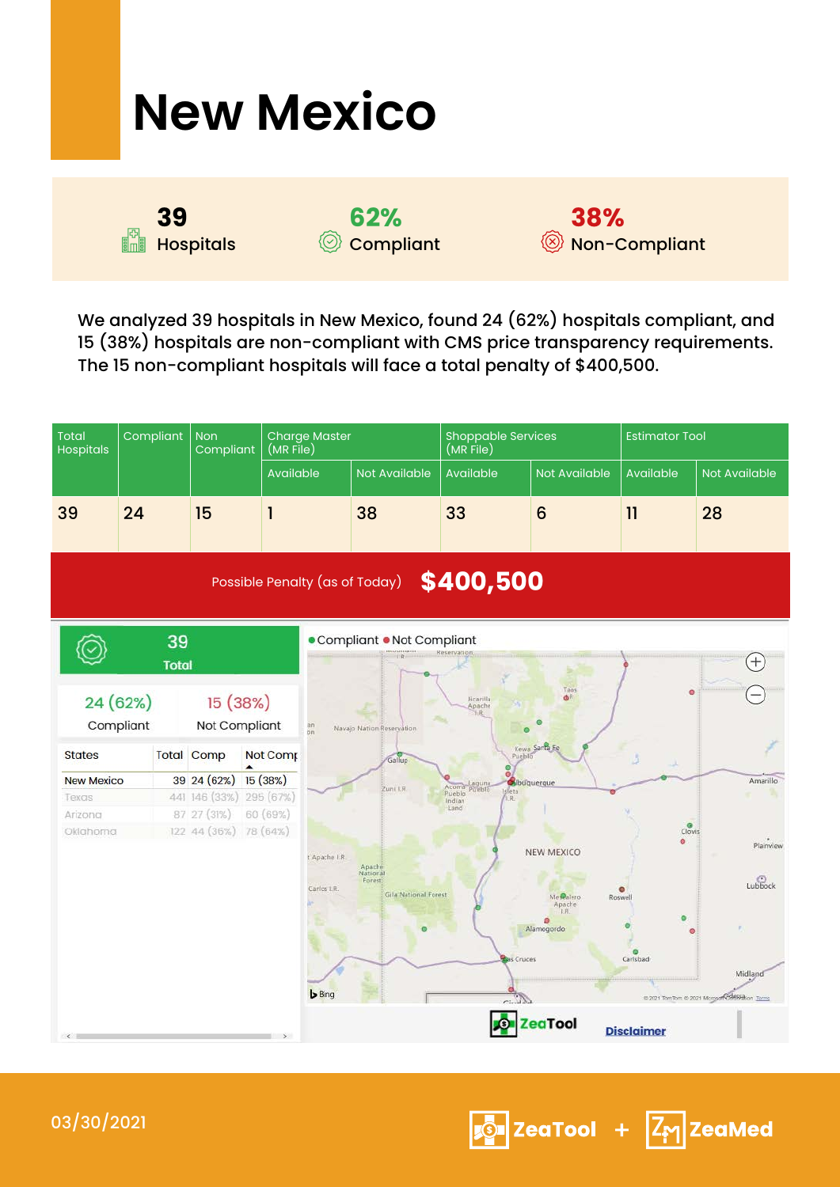# New Mexico

**39** Hospitals

**62%** Compliant

**38%** Non-Compliant

We analyzed 39 hospitals in New Mexico, found 24 (62%) hospitals compliant, and 15 (38%) hospitals are non-compliant with CMS price transparency requirements. The 15 non-compliant hospitals will face a total penalty of $400,500.

| Total Hospitals | Compliant | Non Compliant | Charge Master (MR File) | | Shoppable Services (MR File) | | Estimator Tool | |
|---|---|---|---|---|---|---|---|---|
| | | | Available | Not Available | Available | Not Available | Available | Not Available |
| 39 | 24 | 15 | 1 | 38 | 33 | 6 | 11 | 28 |

Possible Penalty (as of Today) **$400,500**

39
Total

24 (62%)
Compliant

15 (38%)
Not Compliant

| States | Total | Comp | Not Comp |
|---|---|---|---|
| New Mexico | 39 | 24 (62%) | 15 (38%) |
| Texas | 441 | 146 (33%) | 295 (67%) |
| Arizona | 87 | 27 (31%) | 60 (69%) |
| Oklahoma | 122 | 44 (36%) | 78 (64%) |

● Compliant ● Not Compliant

ZeaTool Disclaimer

03/30/2021

ZeaTool + ZeaMed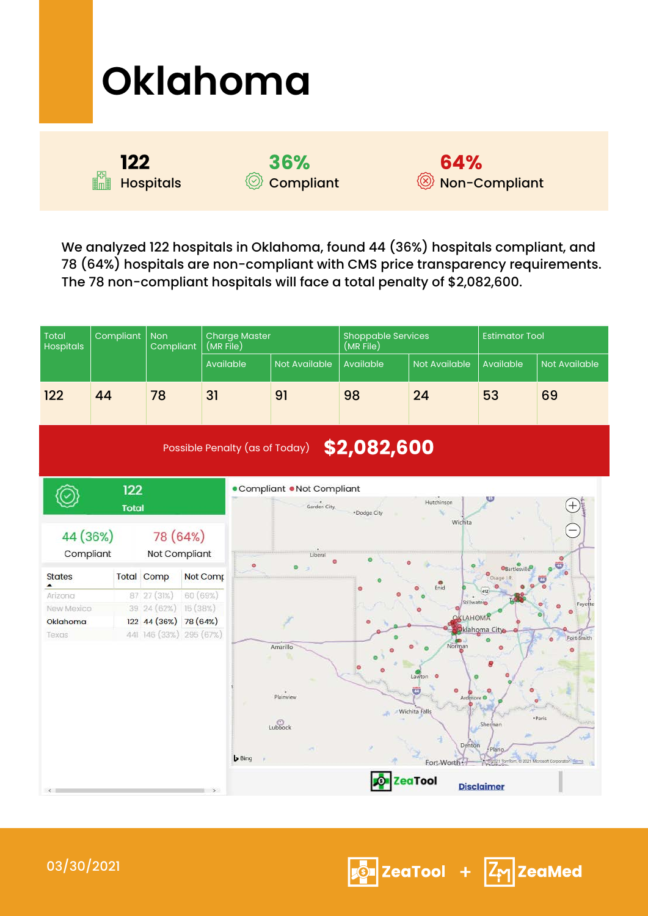# Oklahoma

**122** Hospitals

**36%** Compliant

**64%** Non-Compliant

We analyzed 122 hospitals in Oklahoma, found 44 (36%) hospitals compliant, and 78 (64%) hospitals are non-compliant with CMS price transparency requirements. The 78 non-compliant hospitals will face a total penalty of $2,082,600.

| Total Hospitals | Compliant | Non Compliant | Charge Master (MR File) | | Shoppable Services (MR File) | | Estimator Tool | |
|---|---|---|---|---|---|---|---|---|
| | | | Available | Not Available | Available | Not Available | Available | Not Available |
| 122 | 44 | 78 | 31 | 91 | 98 | 24 | 53 | 69 |

Possible Penalty (as of Today) **$2,082,600**

122
Total

44 (36%) Compliant

78 (64%) Not Compliant

| States | Total | Comp | Not Comp |
|---|---|---|---|
| Arizona | 87 | 27 (31%) | 60 (69%) |
| New Mexico | 39 | 24 (62%) | 15 (38%) |
| Oklahoma | 122 | 44 (36%) | 78 (64%) |
| Texas | 441 | 146 (33%) | 295 (67%) |

● Compliant ● Not Compliant

ZeaTool

Disclaimer

03/30/2021

ZeaTool + ZeaMed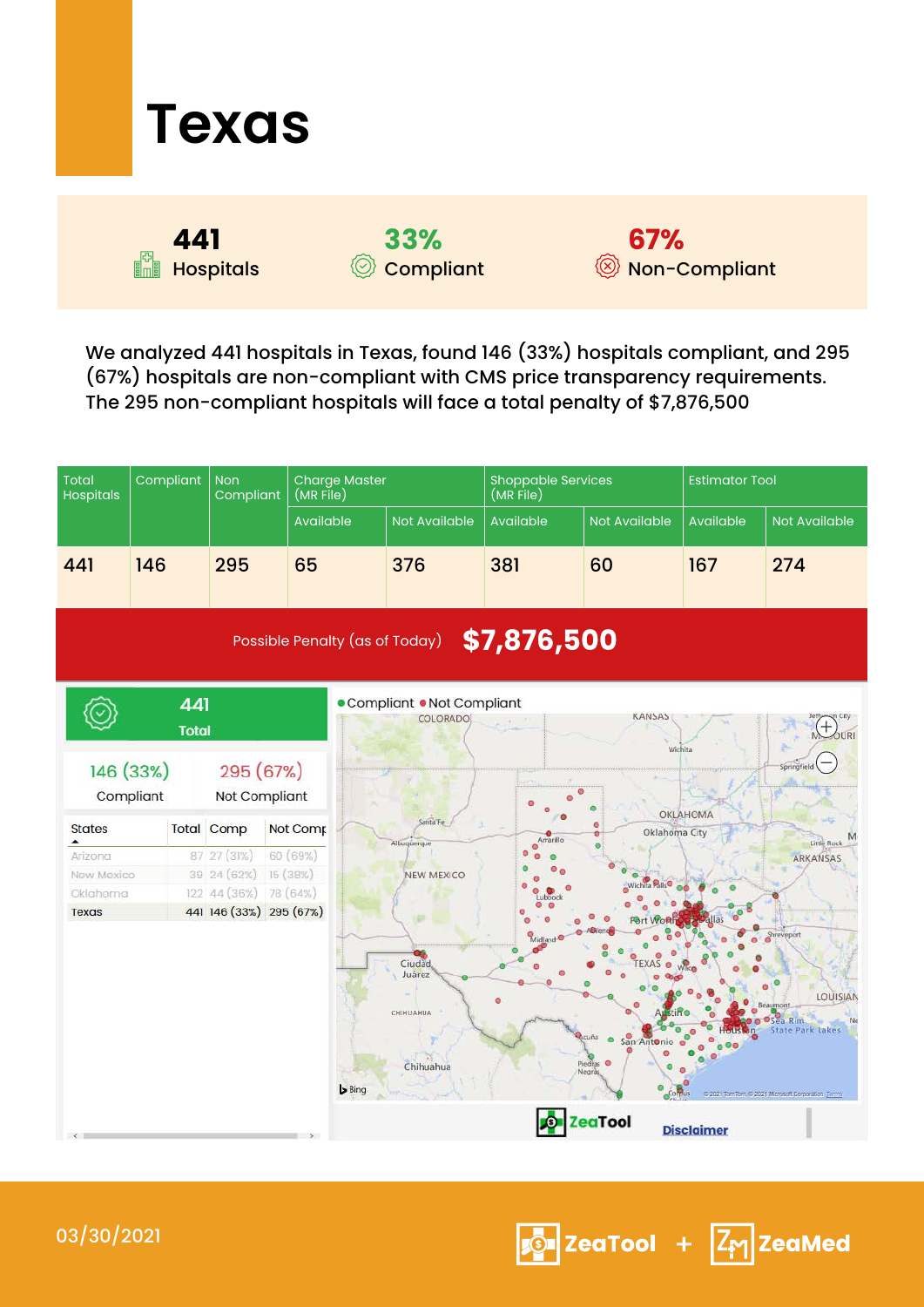# Texas

**441** Hospitals

**33%** Compliant

**67%** Non-Compliant

We analyzed 441 hospitals in Texas, found 146 (33%) hospitals compliant, and 295 (67%) hospitals are non-compliant with CMS price transparency requirements. The 295 non-compliant hospitals will face a total penalty of $7,876,500

| Total Hospitals | Compliant | Non Compliant | Charge Master (MR File) | | Shoppable Services (MR File) | | Estimator Tool | |
|---|---|---|---|---|---|---|---|---|
| | | | Available | Not Available | Available | Not Available | Available | Not Available |
| 441 | 146 | 295 | 65 | 376 | 381 | 60 | 167 | 274 |

Possible Penalty (as of Today) **$7,876,500**

441
Total

146 (33%) Compliant

295 (67%) Not Compliant

| States | Total | Comp | Not Comp |
|---|---|---|---|
| Arizona | 87 | 27 (31%) | 60 (69%) |
| New Mexico | 39 | 24 (62%) | 15 (38%) |
| Oklahoma | 122 | 44 (36%) | 78 (64%) |
| Texas | 441 | 146 (33%) | 295 (67%) |

● Compliant ● Not Compliant

ZeaTool

Disclaimer

03/30/2021

ZeaTool + ZeaMed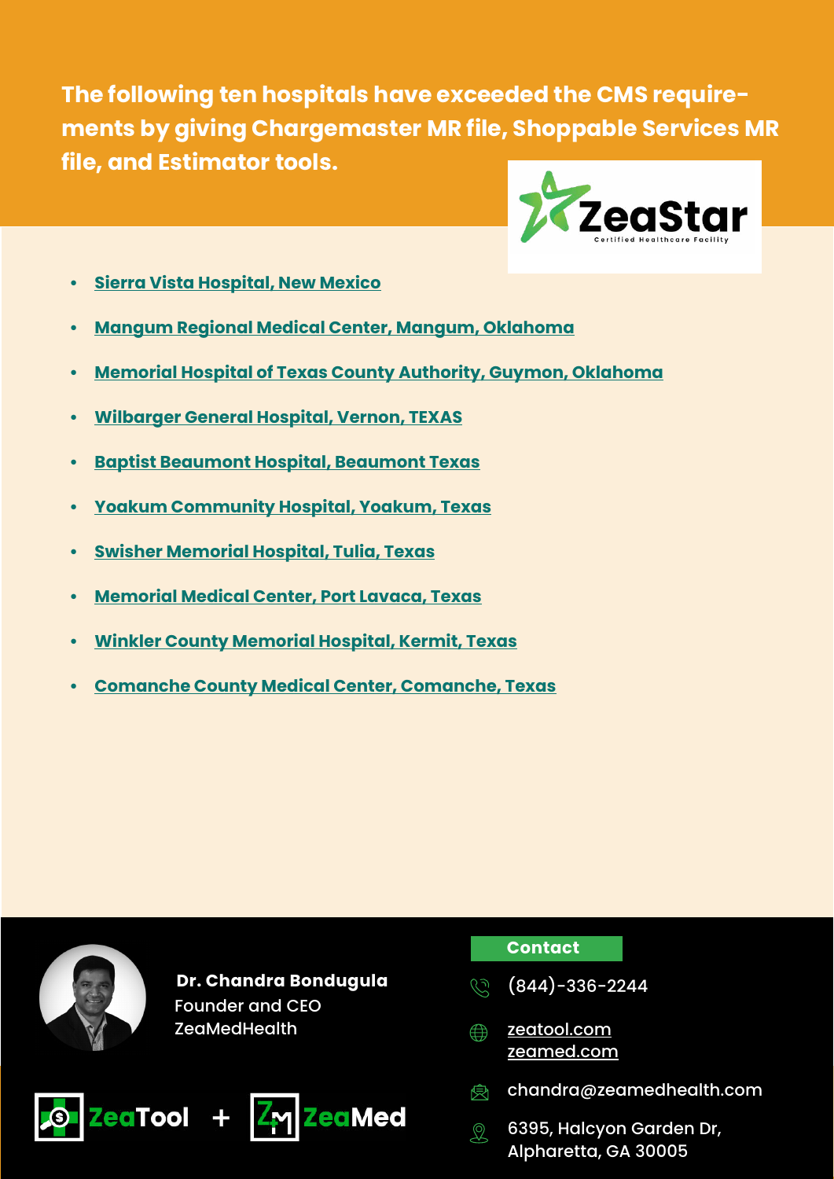**The following ten hospitals have exceeded the CMS requirements by giving Chargemaster MR file, Shoppable Services MR file, and Estimator tools.**

ZeaStar
Certified Healthcare Facility

- **Sierra Vista Hospital, New Mexico**
- **Mangum Regional Medical Center, Mangum, Oklahoma**
- **Memorial Hospital of Texas County Authority, Guymon, Oklahoma**
- **Wilbarger General Hospital, Vernon, TEXAS**
- **Baptist Beaumont Hospital, Beaumont Texas**
- **Yoakum Community Hospital, Yoakum, Texas**
- **Swisher Memorial Hospital, Tulia, Texas**
- **Memorial Medical Center, Port Lavaca, Texas**
- **Winkler County Memorial Hospital, Kermit, Texas**
- **Comanche County Medical Center, Comanche, Texas**

**Dr. Chandra Bondugula**
Founder and CEO
ZeaMedHealth

ZeaTool + ZeaMed

**Contact**

(844)-336-2244

zeatool.com
zeamed.com

chandra@zeamedhealth.com

6395, Halcyon Garden Dr,
Alpharetta, GA 30005